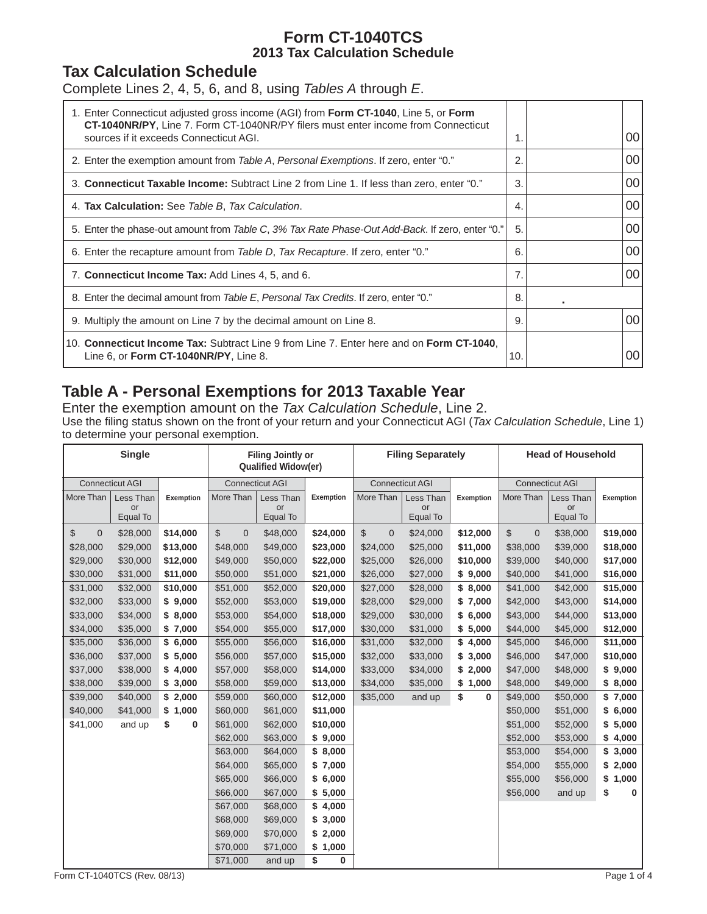# Form CT-1040TCS
## 2013 Tax Calculation Schedule

## Tax Calculation Schedule

Complete Lines 2, 4, 5, 6, and 8, using *Tables A* through *E*.

| | Line | Amount |
|---|---|---|
| 1. Enter Connecticut adjusted gross income (AGI) from **Form CT-1040**, Line 5, or **Form CT-1040NR/PY**, Line 7. Form CT-1040NR/PY filers must enter income from Connecticut sources if it exceeds Connecticut AGI. | 1. | 00 |
| 2. Enter the exemption amount from *Table A*, *Personal Exemptions*. If zero, enter "0." | 2. | 00 |
| 3. **Connecticut Taxable Income:** Subtract Line 2 from Line 1. If less than zero, enter "0." | 3. | 00 |
| 4. **Tax Calculation:** See *Table B*, *Tax Calculation*. | 4. | 00 |
| 5. Enter the phase-out amount from *Table C*, *3% Tax Rate Phase-Out Add-Back*. If zero, enter "0." | 5. | 00 |
| 6. Enter the recapture amount from *Table D*, *Tax Recapture*. If zero, enter "0." | 6. | 00 |
| 7. **Connecticut Income Tax:** Add Lines 4, 5, and 6. | 7. | 00 |
| 8. Enter the decimal amount from *Table E*, *Personal Tax Credits*. If zero, enter "0." | 8. | . |
| 9. Multiply the amount on Line 7 by the decimal amount on Line 8. | 9. | 00 |
| 10. **Connecticut Income Tax:** Subtract Line 9 from Line 7. Enter here and on **Form CT-1040**, Line 6, or **Form CT-1040NR/PY**, Line 8. | 10. | 00 |

## Table A - Personal Exemptions for 2013 Taxable Year

Enter the exemption amount on the *Tax Calculation Schedule*, Line 2.

Use the filing status shown on the front of your return and your Connecticut AGI (*Tax Calculation Schedule*, Line 1) to determine your personal exemption.

| **Single** | | | **Filing Jointly or Qualified Widow(er)** | | | **Filing Separately** | | | **Head of Household** | | |
|---|---|---|---|---|---|---|---|---|---|---|---|
| Connecticut AGI | | | Connecticut AGI | | | Connecticut AGI | | | Connecticut AGI | | |
| More Than | Less Than or Equal To | Exemption | More Than | Less Than or Equal To | Exemption | More Than | Less Than or Equal To | Exemption | More Than | Less Than or Equal To | Exemption |
| $ 0 | $28,000 | **$14,000** | $ 0 | $48,000 | **$24,000** | $ 0 | $24,000 | **$12,000** | $ 0 | $38,000 | **$19,000** |
| $28,000 | $29,000 | **$13,000** | $48,000 | $49,000 | **$23,000** | $24,000 | $25,000 | **$11,000** | $38,000 | $39,000 | **$18,000** |
| $29,000 | $30,000 | **$12,000** | $49,000 | $50,000 | **$22,000** | $25,000 | $26,000 | **$10,000** | $39,000 | $40,000 | **$17,000** |
| $30,000 | $31,000 | **$11,000** | $50,000 | $51,000 | **$21,000** | $26,000 | $27,000 | **$ 9,000** | $40,000 | $41,000 | **$16,000** |
| $31,000 | $32,000 | **$10,000** | $51,000 | $52,000 | **$20,000** | $27,000 | $28,000 | **$ 8,000** | $41,000 | $42,000 | **$15,000** |
| $32,000 | $33,000 | **$ 9,000** | $52,000 | $53,000 | **$19,000** | $28,000 | $29,000 | **$ 7,000** | $42,000 | $43,000 | **$14,000** |
| $33,000 | $34,000 | **$ 8,000** | $53,000 | $54,000 | **$18,000** | $29,000 | $30,000 | **$ 6,000** | $43,000 | $44,000 | **$13,000** |
| $34,000 | $35,000 | **$ 7,000** | $54,000 | $55,000 | **$17,000** | $30,000 | $31,000 | **$ 5,000** | $44,000 | $45,000 | **$12,000** |
| $35,000 | $36,000 | **$ 6,000** | $55,000 | $56,000 | **$16,000** | $31,000 | $32,000 | **$ 4,000** | $45,000 | $46,000 | **$11,000** |
| $36,000 | $37,000 | **$ 5,000** | $56,000 | $57,000 | **$15,000** | $32,000 | $33,000 | **$ 3,000** | $46,000 | $47,000 | **$10,000** |
| $37,000 | $38,000 | **$ 4,000** | $57,000 | $58,000 | **$14,000** | $33,000 | $34,000 | **$ 2,000** | $47,000 | $48,000 | **$ 9,000** |
| $38,000 | $39,000 | **$ 3,000** | $58,000 | $59,000 | **$13,000** | $34,000 | $35,000 | **$ 1,000** | $48,000 | $49,000 | **$ 8,000** |
| $39,000 | $40,000 | **$ 2,000** | $59,000 | $60,000 | **$12,000** | $35,000 | and up | **$ 0** | $49,000 | $50,000 | **$ 7,000** |
| $40,000 | $41,000 | **$ 1,000** | $60,000 | $61,000 | **$11,000** | | | | $50,000 | $51,000 | **$ 6,000** |
| $41,000 | and up | **$ 0** | $61,000 | $62,000 | **$10,000** | | | | $51,000 | $52,000 | **$ 5,000** |
| | | | $62,000 | $63,000 | **$ 9,000** | | | | $52,000 | $53,000 | **$ 4,000** |
| | | | $63,000 | $64,000 | **$ 8,000** | | | | $53,000 | $54,000 | **$ 3,000** |
| | | | $64,000 | $65,000 | **$ 7,000** | | | | $54,000 | $55,000 | **$ 2,000** |
| | | | $65,000 | $66,000 | **$ 6,000** | | | | $55,000 | $56,000 | **$ 1,000** |
| | | | $66,000 | $67,000 | **$ 5,000** | | | | $56,000 | and up | **$ 0** |
| | | | $67,000 | $68,000 | **$ 4,000** | | | | | | |
| | | | $68,000 | $69,000 | **$ 3,000** | | | | | | |
| | | | $69,000 | $70,000 | **$ 2,000** | | | | | | |
| | | | $70,000 | $71,000 | **$ 1,000** | | | | | | |
| | | | $71,000 | and up | **$ 0** | | | | | | |

Form CT-1040TCS (Rev. 08/13)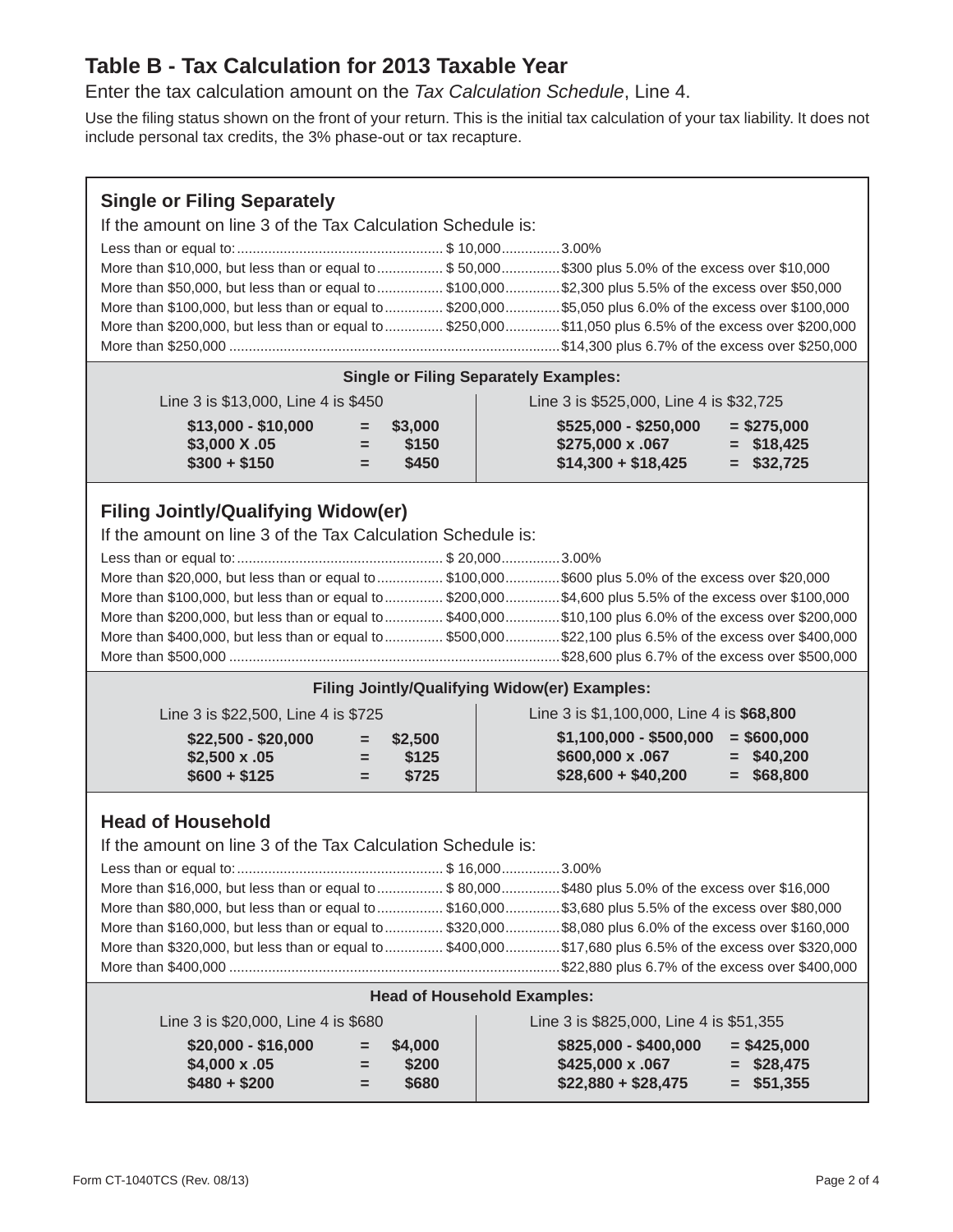# Table B - Tax Calculation for 2013 Taxable Year

Enter the tax calculation amount on the *Tax Calculation Schedule*, Line 4.

Use the filing status shown on the front of your return. This is the initial tax calculation of your tax liability. It does not include personal tax credits, the 3% phase-out or tax recapture.

## Single or Filing Separately

If the amount on line 3 of the Tax Calculation Schedule is:

| | | |
|---|---|---|
| Less than or equal to: | $ 10,000 | 3.00% |
| More than $10,000, but less than or equal to | $ 50,000 | $300 plus 5.0% of the excess over $10,000 |
| More than $50,000, but less than or equal to | $100,000 | $2,300 plus 5.5% of the excess over $50,000 |
| More than $100,000, but less than or equal to | $200,000 | $5,050 plus 6.0% of the excess over $100,000 |
| More than $200,000, but less than or equal to | $250,000 | $11,050 plus 6.5% of the excess over $200,000 |
| More than $250,000 | | $14,300 plus 6.7% of the excess over $250,000 |

**Single or Filing Separately Examples:**

Line 3 is $13,000, Line 4 is $450

| | | |
|---|---|---|
| **$13,000 - $10,000** | **=** | **$3,000** |
| **$3,000 X .05** | **=** | **$150** |
| **$300 + $150** | **=** | **$450** |

Line 3 is $525,000, Line 4 is $32,725

| | | |
|---|---|---|
| **$525,000 - $250,000** | **=** | **$275,000** |
| **$275,000 x .067** | **=** | **$18,425** |
| **$14,300 + $18,425** | **=** | **$32,725** |

## Filing Jointly/Qualifying Widow(er)

If the amount on line 3 of the Tax Calculation Schedule is:

| | | |
|---|---|---|
| Less than or equal to: | $ 20,000 | 3.00% |
| More than $20,000, but less than or equal to | $100,000 | $600 plus 5.0% of the excess over $20,000 |
| More than $100,000, but less than or equal to | $200,000 | $4,600 plus 5.5% of the excess over $100,000 |
| More than $200,000, but less than or equal to | $400,000 | $10,100 plus 6.0% of the excess over $200,000 |
| More than $400,000, but less than or equal to | $500,000 | $22,100 plus 6.5% of the excess over $400,000 |
| More than $500,000 | | $28,600 plus 6.7% of the excess over $500,000 |

**Filing Jointly/Qualifying Widow(er) Examples:**

Line 3 is $22,500, Line 4 is $725

| | | |
|---|---|---|
| **$22,500 - $20,000** | **=** | **$2,500** |
| **$2,500 x .05** | **=** | **$125** |
| **$600 + $125** | **=** | **$725** |

Line 3 is $1,100,000, Line 4 is **$68,800**

| | | |
|---|---|---|
| **$1,100,000 - $500,000** | **=** | **$600,000** |
| **$600,000 x .067** | **=** | **$40,200** |
| **$28,600 + $40,200** | **=** | **$68,800** |

## Head of Household

If the amount on line 3 of the Tax Calculation Schedule is:

| | | |
|---|---|---|
| Less than or equal to: | $ 16,000 | 3.00% |
| More than $16,000, but less than or equal to | $ 80,000 | $480 plus 5.0% of the excess over $16,000 |
| More than $80,000, but less than or equal to | $160,000 | $3,680 plus 5.5% of the excess over $80,000 |
| More than $160,000, but less than or equal to | $320,000 | $8,080 plus 6.0% of the excess over $160,000 |
| More than $320,000, but less than or equal to | $400,000 | $17,680 plus 6.5% of the excess over $320,000 |
| More than $400,000 | | $22,880 plus 6.7% of the excess over $400,000 |

**Head of Household Examples:**

Line 3 is $20,000, Line 4 is $680

| | | |
|---|---|---|
| **$20,000 - $16,000** | **=** | **$4,000** |
| **$4,000 x .05** | **=** | **$200** |
| **$480 + $200** | **=** | **$680** |

Line 3 is $825,000, Line 4 is $51,355

| | | |
|---|---|---|
| **$825,000 - $400,000** | **=** | **$425,000** |
| **$425,000 x .067** | **=** | **$28,475** |
| **$22,880 + $28,475** | **=** | **$51,355** |

Form CT-1040TCS (Rev. 08/13)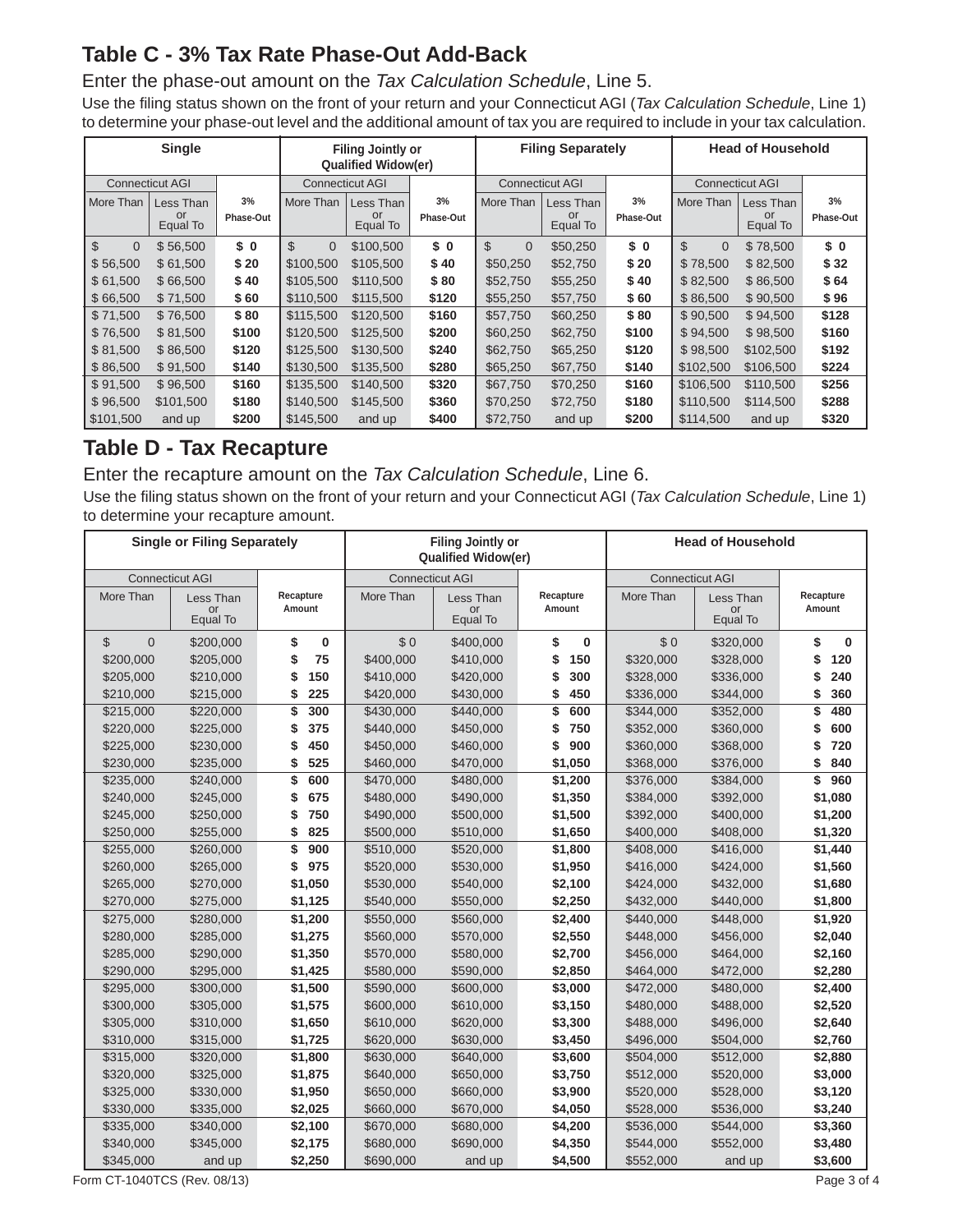## Table C - 3% Tax Rate Phase-Out Add-Back

Enter the phase-out amount on the *Tax Calculation Schedule*, Line 5.

Use the filing status shown on the front of your return and your Connecticut AGI (*Tax Calculation Schedule*, Line 1) to determine your phase-out level and the additional amount of tax you are required to include in your tax calculation.

| Single | | | Filing Jointly or Qualified Widow(er) | | | Filing Separately | | | Head of Household | | |
|---|---|---|---|---|---|---|---|---|---|---|---|
| Connecticut AGI | | | Connecticut AGI | | | Connecticut AGI | | | Connecticut AGI | | |
| More Than | Less Than or Equal To | 3% Phase-Out | More Than | Less Than or Equal To | 3% Phase-Out | More Than | Less Than or Equal To | 3% Phase-Out | More Than | Less Than or Equal To | 3% Phase-Out |
| $ 0 | $ 56,500 | **$ 0** | $ 0 | $100,500 | **$ 0** | $ 0 | $50,250 | **$ 0** | $ 0 | $ 78,500 | **$ 0** |
| $ 56,500 | $ 61,500 | **$ 20** | $100,500 | $105,500 | **$ 40** | $50,250 | $52,750 | **$ 20** | $ 78,500 | $ 82,500 | **$ 32** |
| $ 61,500 | $ 66,500 | **$ 40** | $105,500 | $110,500 | **$ 80** | $52,750 | $55,250 | **$ 40** | $ 82,500 | $ 86,500 | **$ 64** |
| $ 66,500 | $ 71,500 | **$ 60** | $110,500 | $115,500 | **$120** | $55,250 | $57,750 | **$ 60** | $ 86,500 | $ 90,500 | **$ 96** |
| $ 71,500 | $ 76,500 | **$ 80** | $115,500 | $120,500 | **$160** | $57,750 | $60,250 | **$ 80** | $ 90,500 | $ 94,500 | **$128** |
| $ 76,500 | $ 81,500 | **$100** | $120,500 | $125,500 | **$200** | $60,250 | $62,750 | **$100** | $ 94,500 | $ 98,500 | **$160** |
| $ 81,500 | $ 86,500 | **$120** | $125,500 | $130,500 | **$240** | $62,750 | $65,250 | **$120** | $ 98,500 | $102,500 | **$192** |
| $ 86,500 | $ 91,500 | **$140** | $130,500 | $135,500 | **$280** | $65,250 | $67,750 | **$140** | $102,500 | $106,500 | **$224** |
| $ 91,500 | $ 96,500 | **$160** | $135,500 | $140,500 | **$320** | $67,750 | $70,250 | **$160** | $106,500 | $110,500 | **$256** |
| $ 96,500 | $101,500 | **$180** | $140,500 | $145,500 | **$360** | $70,250 | $72,750 | **$180** | $110,500 | $114,500 | **$288** |
| $101,500 | and up | **$200** | $145,500 | and up | **$400** | $72,750 | and up | **$200** | $114,500 | and up | **$320** |

## Table D - Tax Recapture

Enter the recapture amount on the *Tax Calculation Schedule*, Line 6.

Use the filing status shown on the front of your return and your Connecticut AGI (*Tax Calculation Schedule*, Line 1) to determine your recapture amount.

| Single or Filing Separately | | | Filing Jointly or Qualified Widow(er) | | | Head of Household | | |
|---|---|---|---|---|---|---|---|---|
| Connecticut AGI | | | Connecticut AGI | | | Connecticut AGI | | |
| More Than | Less Than or Equal To | Recapture Amount | More Than | Less Than or Equal To | Recapture Amount | More Than | Less Than or Equal To | Recapture Amount |
| $ 0 | $200,000 | **$ 0** | $ 0 | $400,000 | **$ 0** | $ 0 | $320,000 | **$ 0** |
| $200,000 | $205,000 | **$ 75** | $400,000 | $410,000 | **$ 150** | $320,000 | $328,000 | **$ 120** |
| $205,000 | $210,000 | **$ 150** | $410,000 | $420,000 | **$ 300** | $328,000 | $336,000 | **$ 240** |
| $210,000 | $215,000 | **$ 225** | $420,000 | $430,000 | **$ 450** | $336,000 | $344,000 | **$ 360** |
| $215,000 | $220,000 | **$ 300** | $430,000 | $440,000 | **$ 600** | $344,000 | $352,000 | **$ 480** |
| $220,000 | $225,000 | **$ 375** | $440,000 | $450,000 | **$ 750** | $352,000 | $360,000 | **$ 600** |
| $225,000 | $230,000 | **$ 450** | $450,000 | $460,000 | **$ 900** | $360,000 | $368,000 | **$ 720** |
| $230,000 | $235,000 | **$ 525** | $460,000 | $470,000 | **$1,050** | $368,000 | $376,000 | **$ 840** |
| $235,000 | $240,000 | **$ 600** | $470,000 | $480,000 | **$1,200** | $376,000 | $384,000 | **$ 960** |
| $240,000 | $245,000 | **$ 675** | $480,000 | $490,000 | **$1,350** | $384,000 | $392,000 | **$1,080** |
| $245,000 | $250,000 | **$ 750** | $490,000 | $500,000 | **$1,500** | $392,000 | $400,000 | **$1,200** |
| $250,000 | $255,000 | **$ 825** | $500,000 | $510,000 | **$1,650** | $400,000 | $408,000 | **$1,320** |
| $255,000 | $260,000 | **$ 900** | $510,000 | $520,000 | **$1,800** | $408,000 | $416,000 | **$1,440** |
| $260,000 | $265,000 | **$ 975** | $520,000 | $530,000 | **$1,950** | $416,000 | $424,000 | **$1,560** |
| $265,000 | $270,000 | **$1,050** | $530,000 | $540,000 | **$2,100** | $424,000 | $432,000 | **$1,680** |
| $270,000 | $275,000 | **$1,125** | $540,000 | $550,000 | **$2,250** | $432,000 | $440,000 | **$1,800** |
| $275,000 | $280,000 | **$1,200** | $550,000 | $560,000 | **$2,400** | $440,000 | $448,000 | **$1,920** |
| $280,000 | $285,000 | **$1,275** | $560,000 | $570,000 | **$2,550** | $448,000 | $456,000 | **$2,040** |
| $285,000 | $290,000 | **$1,350** | $570,000 | $580,000 | **$2,700** | $456,000 | $464,000 | **$2,160** |
| $290,000 | $295,000 | **$1,425** | $580,000 | $590,000 | **$2,850** | $464,000 | $472,000 | **$2,280** |
| $295,000 | $300,000 | **$1,500** | $590,000 | $600,000 | **$3,000** | $472,000 | $480,000 | **$2,400** |
| $300,000 | $305,000 | **$1,575** | $600,000 | $610,000 | **$3,150** | $480,000 | $488,000 | **$2,520** |
| $305,000 | $310,000 | **$1,650** | $610,000 | $620,000 | **$3,300** | $488,000 | $496,000 | **$2,640** |
| $310,000 | $315,000 | **$1,725** | $620,000 | $630,000 | **$3,450** | $496,000 | $504,000 | **$2,760** |
| $315,000 | $320,000 | **$1,800** | $630,000 | $640,000 | **$3,600** | $504,000 | $512,000 | **$2,880** |
| $320,000 | $325,000 | **$1,875** | $640,000 | $650,000 | **$3,750** | $512,000 | $520,000 | **$3,000** |
| $325,000 | $330,000 | **$1,950** | $650,000 | $660,000 | **$3,900** | $520,000 | $528,000 | **$3,120** |
| $330,000 | $335,000 | **$2,025** | $660,000 | $670,000 | **$4,050** | $528,000 | $536,000 | **$3,240** |
| $335,000 | $340,000 | **$2,100** | $670,000 | $680,000 | **$4,200** | $536,000 | $544,000 | **$3,360** |
| $340,000 | $345,000 | **$2,175** | $680,000 | $690,000 | **$4,350** | $544,000 | $552,000 | **$3,480** |
| $345,000 | and up | **$2,250** | $690,000 | and up | **$4,500** | $552,000 | and up | **$3,600** |

Form CT-1040TCS (Rev. 08/13)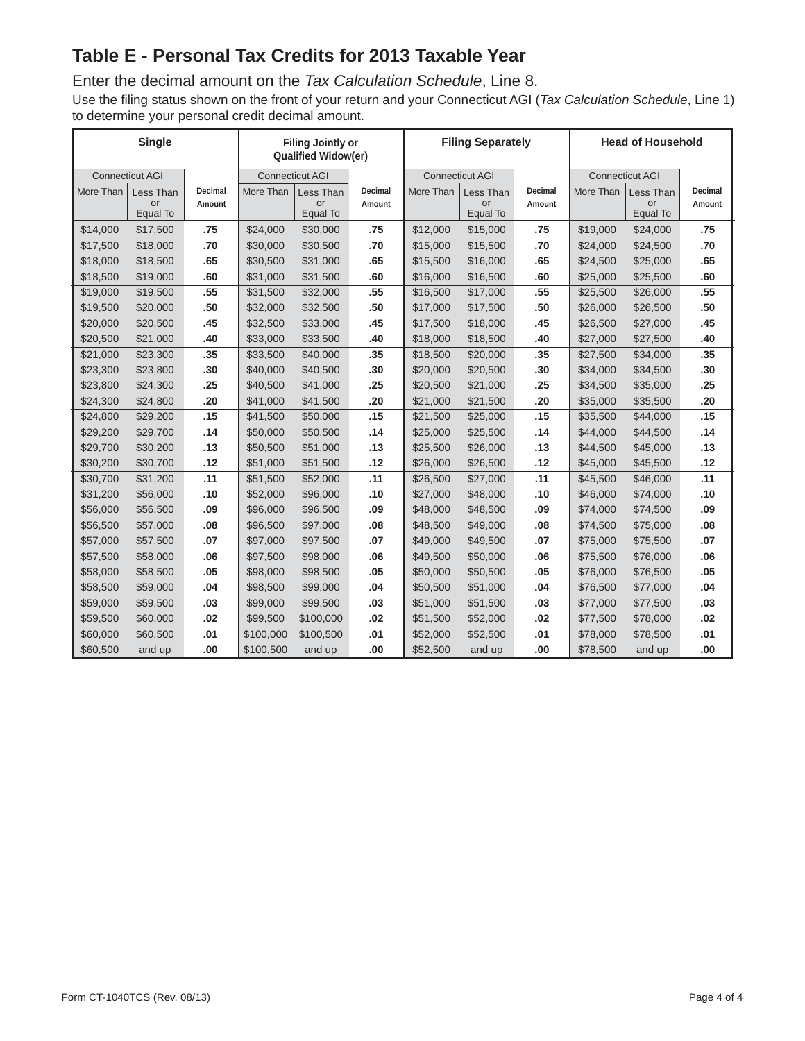# Table E - Personal Tax Credits for 2013 Taxable Year

Enter the decimal amount on the *Tax Calculation Schedule*, Line 8.

Use the filing status shown on the front of your return and your Connecticut AGI (*Tax Calculation Schedule*, Line 1) to determine your personal credit decimal amount.

| Single | | | Filing Jointly or Qualified Widow(er) | | | Filing Separately | | | Head of Household | | |
|---|---|---|---|---|---|---|---|---|---|---|---|
| Connecticut AGI | | | Connecticut AGI | | | Connecticut AGI | | | Connecticut AGI | | |
| More Than | Less Than or Equal To | Decimal Amount | More Than | Less Than or Equal To | Decimal Amount | More Than | Less Than or Equal To | Decimal Amount | More Than | Less Than or Equal To | Decimal Amount |
| $14,000 | $17,500 | .75 | $24,000 | $30,000 | .75 | $12,000 | $15,000 | .75 | $19,000 | $24,000 | .75 |
| $17,500 | $18,000 | .70 | $30,000 | $30,500 | .70 | $15,000 | $15,500 | .70 | $24,000 | $24,500 | .70 |
| $18,000 | $18,500 | .65 | $30,500 | $31,000 | .65 | $15,500 | $16,000 | .65 | $24,500 | $25,000 | .65 |
| $18,500 | $19,000 | .60 | $31,000 | $31,500 | .60 | $16,000 | $16,500 | .60 | $25,000 | $25,500 | .60 |
| $19,000 | $19,500 | .55 | $31,500 | $32,000 | .55 | $16,500 | $17,000 | .55 | $25,500 | $26,000 | .55 |
| $19,500 | $20,000 | .50 | $32,000 | $32,500 | .50 | $17,000 | $17,500 | .50 | $26,000 | $26,500 | .50 |
| $20,000 | $20,500 | .45 | $32,500 | $33,000 | .45 | $17,500 | $18,000 | .45 | $26,500 | $27,000 | .45 |
| $20,500 | $21,000 | .40 | $33,000 | $33,500 | .40 | $18,000 | $18,500 | .40 | $27,000 | $27,500 | .40 |
| $21,000 | $23,300 | .35 | $33,500 | $40,000 | .35 | $18,500 | $20,000 | .35 | $27,500 | $34,000 | .35 |
| $23,300 | $23,800 | .30 | $40,000 | $40,500 | .30 | $20,000 | $20,500 | .30 | $34,000 | $34,500 | .30 |
| $23,800 | $24,300 | .25 | $40,500 | $41,000 | .25 | $20,500 | $21,000 | .25 | $34,500 | $35,000 | .25 |
| $24,300 | $24,800 | .20 | $41,000 | $41,500 | .20 | $21,000 | $21,500 | .20 | $35,000 | $35,500 | .20 |
| $24,800 | $29,200 | .15 | $41,500 | $50,000 | .15 | $21,500 | $25,000 | .15 | $35,500 | $44,000 | .15 |
| $29,200 | $29,700 | .14 | $50,000 | $50,500 | .14 | $25,000 | $25,500 | .14 | $44,000 | $44,500 | .14 |
| $29,700 | $30,200 | .13 | $50,500 | $51,000 | .13 | $25,500 | $26,000 | .13 | $44,500 | $45,000 | .13 |
| $30,200 | $30,700 | .12 | $51,000 | $51,500 | .12 | $26,000 | $26,500 | .12 | $45,000 | $45,500 | .12 |
| $30,700 | $31,200 | .11 | $51,500 | $52,000 | .11 | $26,500 | $27,000 | .11 | $45,500 | $46,000 | .11 |
| $31,200 | $56,000 | .10 | $52,000 | $96,000 | .10 | $27,000 | $48,000 | .10 | $46,000 | $74,000 | .10 |
| $56,000 | $56,500 | .09 | $96,000 | $96,500 | .09 | $48,000 | $48,500 | .09 | $74,000 | $74,500 | .09 |
| $56,500 | $57,000 | .08 | $96,500 | $97,000 | .08 | $48,500 | $49,000 | .08 | $74,500 | $75,000 | .08 |
| $57,000 | $57,500 | .07 | $97,000 | $97,500 | .07 | $49,000 | $49,500 | .07 | $75,000 | $75,500 | .07 |
| $57,500 | $58,000 | .06 | $97,500 | $98,000 | .06 | $49,500 | $50,000 | .06 | $75,500 | $76,000 | .06 |
| $58,000 | $58,500 | .05 | $98,000 | $98,500 | .05 | $50,000 | $50,500 | .05 | $76,000 | $76,500 | .05 |
| $58,500 | $59,000 | .04 | $98,500 | $99,000 | .04 | $50,500 | $51,000 | .04 | $76,500 | $77,000 | .04 |
| $59,000 | $59,500 | .03 | $99,000 | $99,500 | .03 | $51,000 | $51,500 | .03 | $77,000 | $77,500 | .03 |
| $59,500 | $60,000 | .02 | $99,500 | $100,000 | .02 | $51,500 | $52,000 | .02 | $77,500 | $78,000 | .02 |
| $60,000 | $60,500 | .01 | $100,000 | $100,500 | .01 | $52,000 | $52,500 | .01 | $78,000 | $78,500 | .01 |
| $60,500 | and up | .00 | $100,500 | and up | .00 | $52,500 | and up | .00 | $78,500 | and up | .00 |

Form CT-1040TCS (Rev. 08/13)